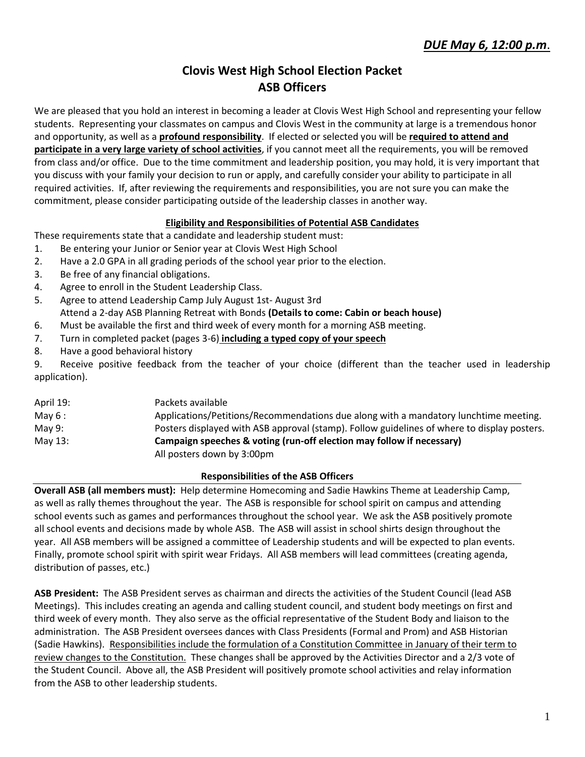***DUE May 6, 12:00 p.m*.**

# Clovis West High School Election Packet
# ASB Officers

We are pleased that you hold an interest in becoming a leader at Clovis West High School and representing your fellow students. Representing your classmates on campus and Clovis West in the community at large is a tremendous honor and opportunity, as well as a **profound responsibility**. If elected or selected you will be **required to attend and participate in a very large variety of school activities**, if you cannot meet all the requirements, you will be removed from class and/or office. Due to the time commitment and leadership position, you may hold, it is very important that you discuss with your family your decision to run or apply, and carefully consider your ability to participate in all required activities. If, after reviewing the requirements and responsibilities, you are not sure you can make the commitment, please consider participating outside of the leadership classes in another way.

### Eligibility and Responsibilities of Potential ASB Candidates

These requirements state that a candidate and leadership student must:

1. Be entering your Junior or Senior year at Clovis West High School
2. Have a 2.0 GPA in all grading periods of the school year prior to the election.
3. Be free of any financial obligations.
4. Agree to enroll in the Student Leadership Class.
5. Agree to attend Leadership Camp July August 1st- August 3rd
   Attend a 2-day ASB Planning Retreat with Bonds **(Details to come: Cabin or beach house)**
6. Must be available the first and third week of every month for a morning ASB meeting.
7. Turn in completed packet (pages 3-6) **including a typed copy of your speech**
8. Have a good behavioral history
9. Receive positive feedback from the teacher of your choice (different than the teacher used in leadership application).

| | |
|---|---|
| April 19: | Packets available |
| May 6 : | Applications/Petitions/Recommendations due along with a mandatory lunchtime meeting. |
| May 9: | Posters displayed with ASB approval (stamp). Follow guidelines of where to display posters. |
| May 13: | **Campaign speeches & voting (run-off election may follow if necessary)**<br>All posters down by 3:00pm |

### Responsibilities of the ASB Officers

**Overall ASB (all members must):** Help determine Homecoming and Sadie Hawkins Theme at Leadership Camp, as well as rally themes throughout the year. The ASB is responsible for school spirit on campus and attending school events such as games and performances throughout the school year. We ask the ASB positively promote all school events and decisions made by whole ASB. The ASB will assist in school shirts design throughout the year. All ASB members will be assigned a committee of Leadership students and will be expected to plan events. Finally, promote school spirit with spirit wear Fridays. All ASB members will lead committees (creating agenda, distribution of passes, etc.)

**ASB President:** The ASB President serves as chairman and directs the activities of the Student Council (lead ASB Meetings). This includes creating an agenda and calling student council, and student body meetings on first and third week of every month. They also serve as the official representative of the Student Body and liaison to the administration. The ASB President oversees dances with Class Presidents (Formal and Prom) and ASB Historian (Sadie Hawkins). Responsibilities include the formulation of a Constitution Committee in January of their term to review changes to the Constitution. These changes shall be approved by the Activities Director and a 2/3 vote of the Student Council. Above all, the ASB President will positively promote school activities and relay information from the ASB to other leadership students.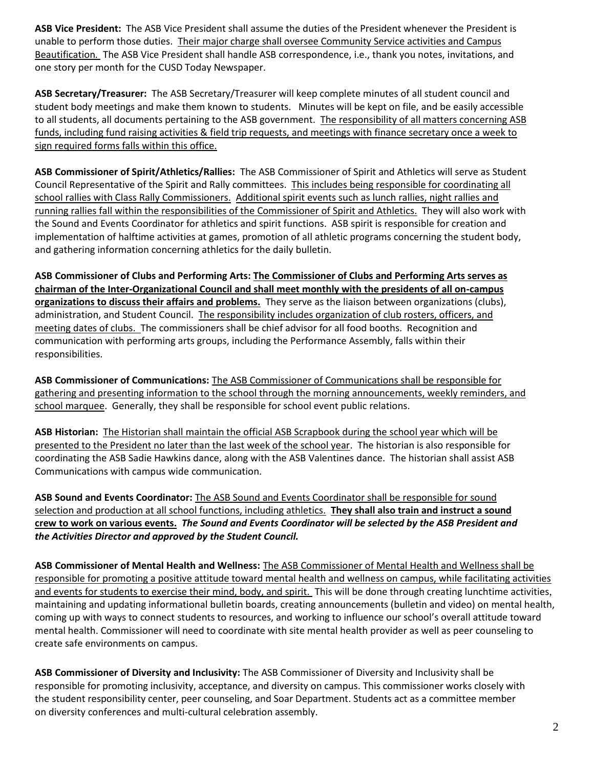**ASB Vice President:** The ASB Vice President shall assume the duties of the President whenever the President is unable to perform those duties. Their major charge shall oversee Community Service activities and Campus Beautification. The ASB Vice President shall handle ASB correspondence, i.e., thank you notes, invitations, and one story per month for the CUSD Today Newspaper.

**ASB Secretary/Treasurer:** The ASB Secretary/Treasurer will keep complete minutes of all student council and student body meetings and make them known to students. Minutes will be kept on file, and be easily accessible to all students, all documents pertaining to the ASB government. The responsibility of all matters concerning ASB funds, including fund raising activities & field trip requests, and meetings with finance secretary once a week to sign required forms falls within this office.

**ASB Commissioner of Spirit/Athletics/Rallies:** The ASB Commissioner of Spirit and Athletics will serve as Student Council Representative of the Spirit and Rally committees. This includes being responsible for coordinating all school rallies with Class Rally Commissioners. Additional spirit events such as lunch rallies, night rallies and running rallies fall within the responsibilities of the Commissioner of Spirit and Athletics. They will also work with the Sound and Events Coordinator for athletics and spirit functions. ASB spirit is responsible for creation and implementation of halftime activities at games, promotion of all athletic programs concerning the student body, and gathering information concerning athletics for the daily bulletin.

**ASB Commissioner of Clubs and Performing Arts:** **The Commissioner of Clubs and Performing Arts serves as chairman of the Inter-Organizational Council and shall meet monthly with the presidents of all on-campus organizations to discuss their affairs and problems.** They serve as the liaison between organizations (clubs), administration, and Student Council. The responsibility includes organization of club rosters, officers, and meeting dates of clubs. The commissioners shall be chief advisor for all food booths. Recognition and communication with performing arts groups, including the Performance Assembly, falls within their responsibilities.

**ASB Commissioner of Communications:** The ASB Commissioner of Communications shall be responsible for gathering and presenting information to the school through the morning announcements, weekly reminders, and school marquee. Generally, they shall be responsible for school event public relations.

**ASB Historian:** The Historian shall maintain the official ASB Scrapbook during the school year which will be presented to the President no later than the last week of the school year. The historian is also responsible for coordinating the ASB Sadie Hawkins dance, along with the ASB Valentines dance. The historian shall assist ASB Communications with campus wide communication.

**ASB Sound and Events Coordinator:** The ASB Sound and Events Coordinator shall be responsible for sound selection and production at all school functions, including athletics. **They shall also train and instruct a sound crew to work on various events.** ***The Sound and Events Coordinator will be selected by the ASB President and the Activities Director and approved by the Student Council.***

**ASB Commissioner of Mental Health and Wellness:** The ASB Commissioner of Mental Health and Wellness shall be responsible for promoting a positive attitude toward mental health and wellness on campus, while facilitating activities and events for students to exercise their mind, body, and spirit. This will be done through creating lunchtime activities, maintaining and updating informational bulletin boards, creating announcements (bulletin and video) on mental health, coming up with ways to connect students to resources, and working to influence our school's overall attitude toward mental health. Commissioner will need to coordinate with site mental health provider as well as peer counseling to create safe environments on campus.

**ASB Commissioner of Diversity and Inclusivity:** The ASB Commissioner of Diversity and Inclusivity shall be responsible for promoting inclusivity, acceptance, and diversity on campus. This commissioner works closely with the student responsibility center, peer counseling, and Soar Department. Students act as a committee member on diversity conferences and multi-cultural celebration assembly.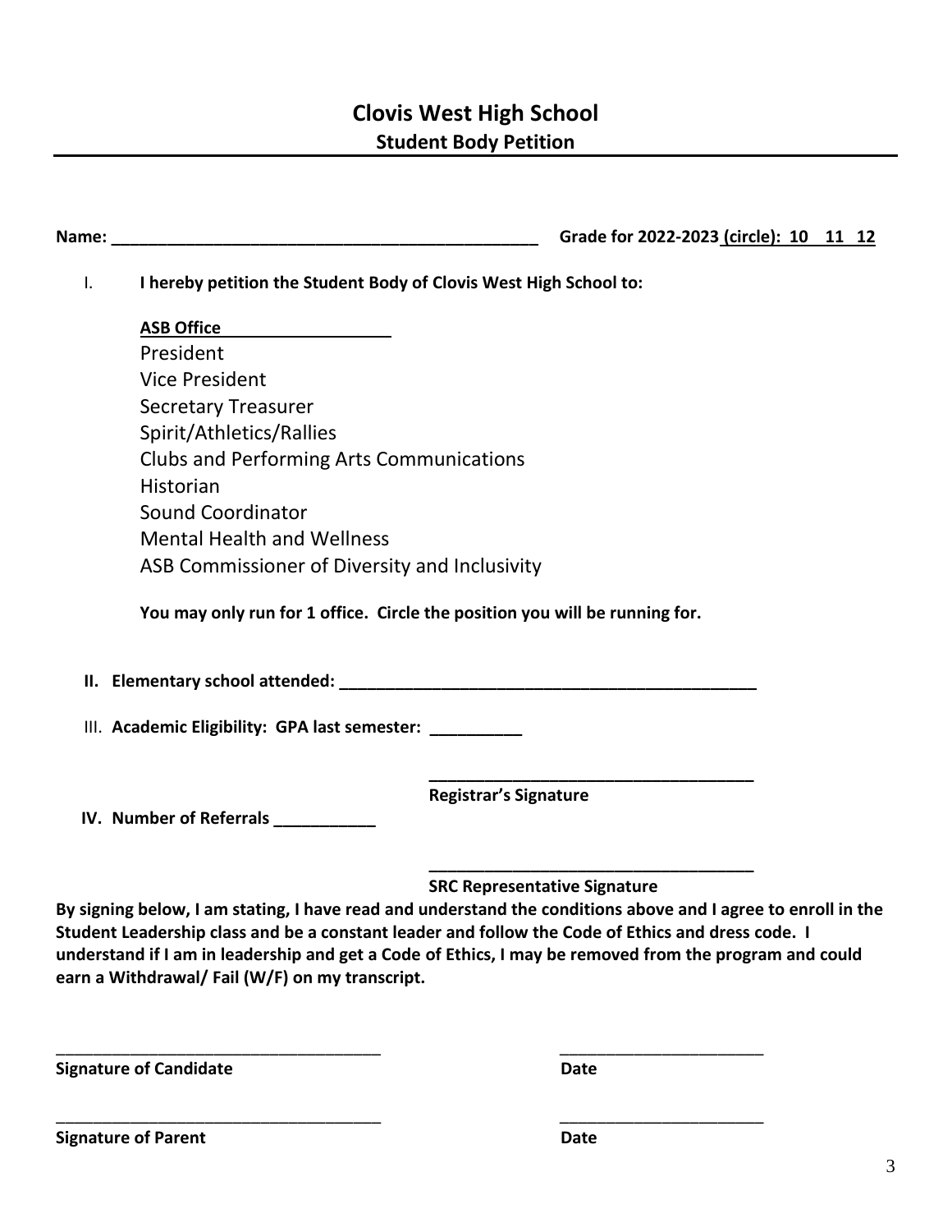# Clovis West High School

## Student Body Petition

**Name: _______________________________________________ Grade for 2022-2023 (circle): 10 11 12**

I. **I hereby petition the Student Body of Clovis West High School to:**

**ASB Office**

President
Vice President
Secretary Treasurer
Spirit/Athletics/Rallies
Clubs and Performing Arts Communications
Historian
Sound Coordinator
Mental Health and Wellness
ASB Commissioner of Diversity and Inclusivity

**You may only run for 1 office. Circle the position you will be running for.**

**II. Elementary school attended: ______________________________________________**

III. **Academic Eligibility: GPA last semester: __________**

____________________________________
**Registrar's Signature**

**IV. Number of Referrals ___________**

____________________________________
**SRC Representative Signature**

**By signing below, I am stating, I have read and understand the conditions above and I agree to enroll in the Student Leadership class and be a constant leader and follow the Code of Ethics and dress code. I understand if I am in leadership and get a Code of Ethics, I may be removed from the program and could earn a Withdrawal/ Fail (W/F) on my transcript.**

____________________________________ ______________________
**Signature of Candidate** **Date**

____________________________________ ______________________
**Signature of Parent** **Date**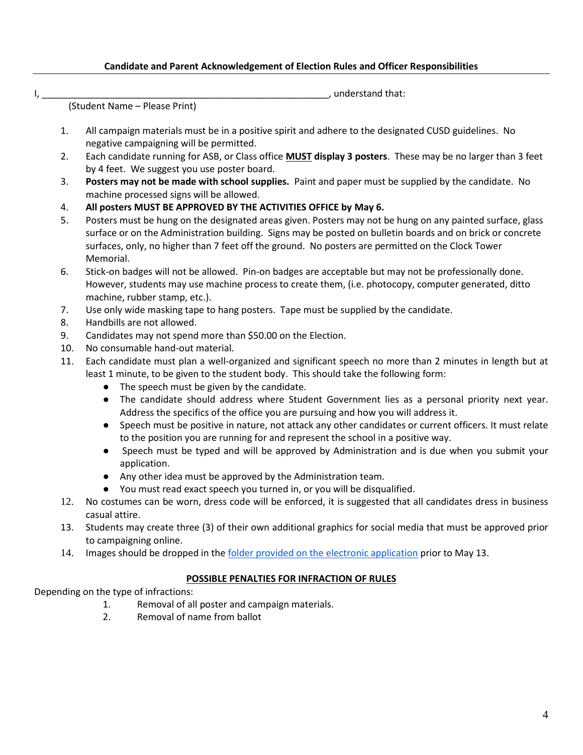**Candidate and Parent Acknowledgement of Election Rules and Officer Responsibilities**

I, _________________________________________________________, understand that:
(Student Name – Please Print)

1. All campaign materials must be in a positive spirit and adhere to the designated CUSD guidelines. No negative campaigning will be permitted.
2. Each candidate running for ASB, or Class office **MUST display 3 posters**. These may be no larger than 3 feet by 4 feet. We suggest you use poster board.
3. **Posters may not be made with school supplies.** Paint and paper must be supplied by the candidate. No machine processed signs will be allowed.
4. **All posters MUST BE APPROVED BY THE ACTIVITIES OFFICE by May 6.**
5. Posters must be hung on the designated areas given. Posters may not be hung on any painted surface, glass surface or on the Administration building. Signs may be posted on bulletin boards and on brick or concrete surfaces, only, no higher than 7 feet off the ground. No posters are permitted on the Clock Tower Memorial.
6. Stick-on badges will not be allowed. Pin-on badges are acceptable but may not be professionally done. However, students may use machine process to create them, (i.e. photocopy, computer generated, ditto machine, rubber stamp, etc.).
7. Use only wide masking tape to hang posters. Tape must be supplied by the candidate.
8. Handbills are not allowed.
9. Candidates may not spend more than $50.00 on the Election.
10. No consumable hand-out material.
11. Each candidate must plan a well-organized and significant speech no more than 2 minutes in length but at least 1 minute, to be given to the student body. This should take the following form:
    - The speech must be given by the candidate.
    - The candidate should address where Student Government lies as a personal priority next year. Address the specifics of the office you are pursuing and how you will address it.
    - Speech must be positive in nature, not attack any other candidates or current officers. It must relate to the position you are running for and represent the school in a positive way.
    - Speech must be typed and will be approved by Administration and is due when you submit your application.
    - Any other idea must be approved by the Administration team.
    - You must read exact speech you turned in, or you will be disqualified.
12. No costumes can be worn, dress code will be enforced, it is suggested that all candidates dress in business casual attire.
13. Students may create three (3) of their own additional graphics for social media that must be approved prior to campaigning online.
14. Images should be dropped in the folder provided on the electronic application prior to May 13.

**POSSIBLE PENALTIES FOR INFRACTION OF RULES**

Depending on the type of infractions:

1. Removal of all poster and campaign materials.
2. Removal of name from ballot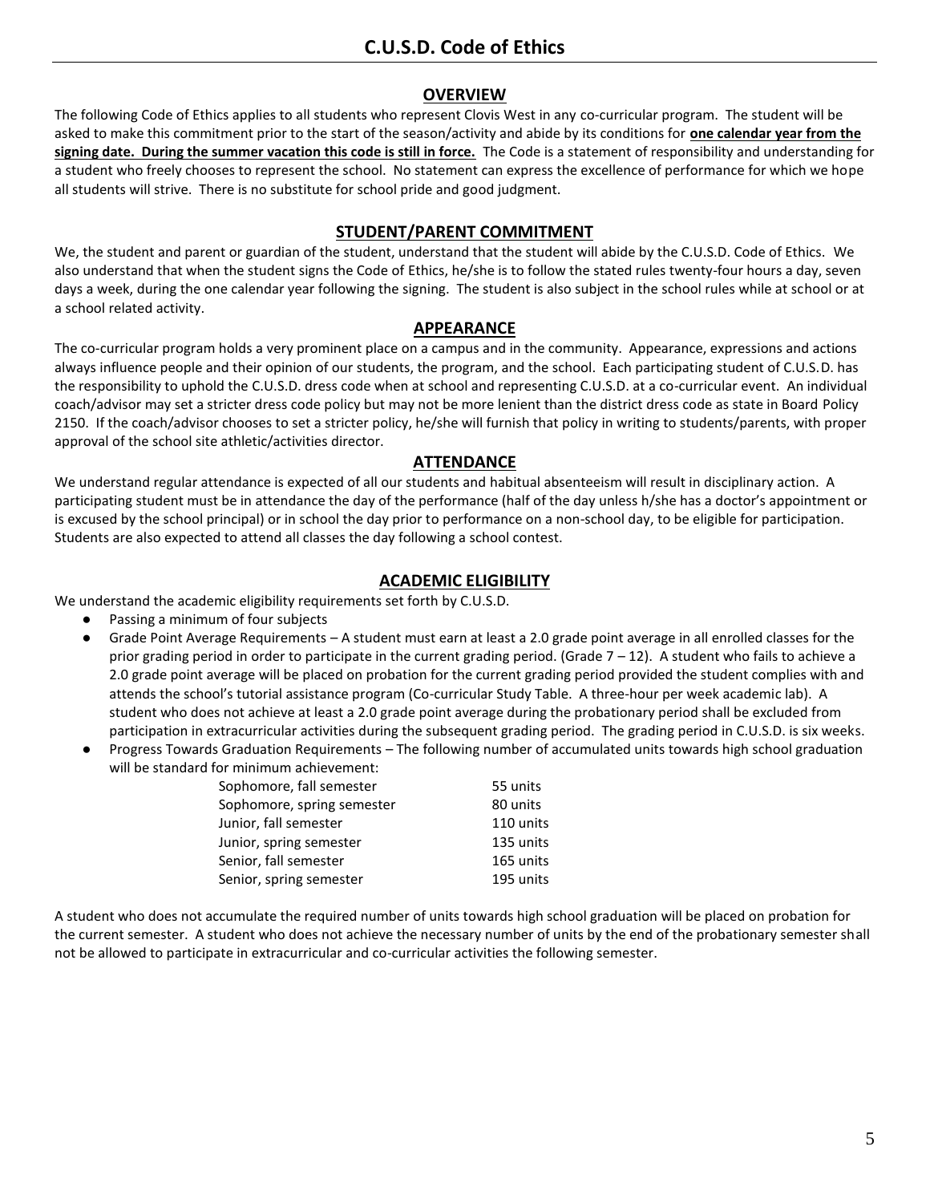# C.U.S.D. Code of Ethics

## OVERVIEW

The following Code of Ethics applies to all students who represent Clovis West in any co-curricular program. The student will be asked to make this commitment prior to the start of the season/activity and abide by its conditions for **one calendar year from the signing date. During the summer vacation this code is still in force.** The Code is a statement of responsibility and understanding for a student who freely chooses to represent the school. No statement can express the excellence of performance for which we hope all students will strive. There is no substitute for school pride and good judgment.

## STUDENT/PARENT COMMITMENT

We, the student and parent or guardian of the student, understand that the student will abide by the C.U.S.D. Code of Ethics. We also understand that when the student signs the Code of Ethics, he/she is to follow the stated rules twenty-four hours a day, seven days a week, during the one calendar year following the signing. The student is also subject in the school rules while at school or at a school related activity.

## APPEARANCE

The co-curricular program holds a very prominent place on a campus and in the community. Appearance, expressions and actions always influence people and their opinion of our students, the program, and the school. Each participating student of C.U.S.D. has the responsibility to uphold the C.U.S.D. dress code when at school and representing C.U.S.D. at a co-curricular event. An individual coach/advisor may set a stricter dress code policy but may not be more lenient than the district dress code as state in Board Policy 2150. If the coach/advisor chooses to set a stricter policy, he/she will furnish that policy in writing to students/parents, with proper approval of the school site athletic/activities director.

## ATTENDANCE

We understand regular attendance is expected of all our students and habitual absenteeism will result in disciplinary action. A participating student must be in attendance the day of the performance (half of the day unless h/she has a doctor's appointment or is excused by the school principal) or in school the day prior to performance on a non-school day, to be eligible for participation. Students are also expected to attend all classes the day following a school contest.

## ACADEMIC ELIGIBILITY

We understand the academic eligibility requirements set forth by C.U.S.D.

- Passing a minimum of four subjects
- Grade Point Average Requirements – A student must earn at least a 2.0 grade point average in all enrolled classes for the prior grading period in order to participate in the current grading period. (Grade 7 – 12). A student who fails to achieve a 2.0 grade point average will be placed on probation for the current grading period provided the student complies with and attends the school's tutorial assistance program (Co-curricular Study Table. A three-hour per week academic lab). A student who does not achieve at least a 2.0 grade point average during the probationary period shall be excluded from participation in extracurricular activities during the subsequent grading period. The grading period in C.U.S.D. is six weeks.
- Progress Towards Graduation Requirements – The following number of accumulated units towards high school graduation will be standard for minimum achievement:

| | |
|---|---|
| Sophomore, fall semester | 55 units |
| Sophomore, spring semester | 80 units |
| Junior, fall semester | 110 units |
| Junior, spring semester | 135 units |
| Senior, fall semester | 165 units |
| Senior, spring semester | 195 units |

A student who does not accumulate the required number of units towards high school graduation will be placed on probation for the current semester. A student who does not achieve the necessary number of units by the end of the probationary semester shall not be allowed to participate in extracurricular and co-curricular activities the following semester.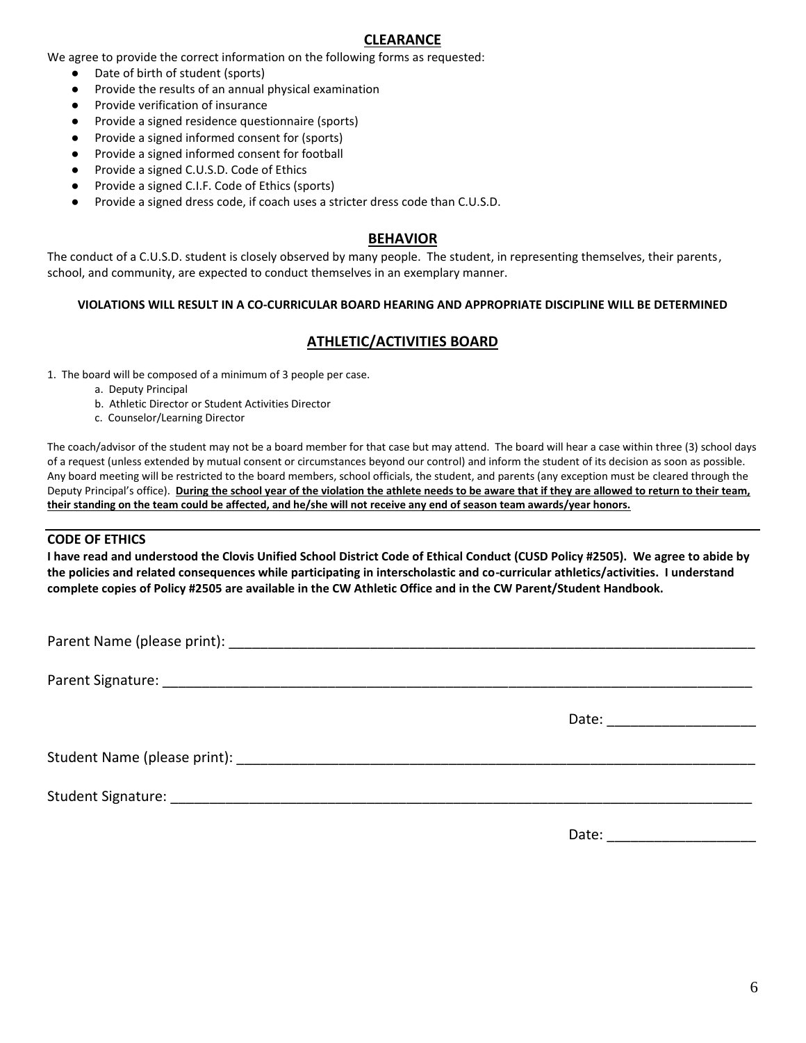## CLEARANCE

We agree to provide the correct information on the following forms as requested:

- Date of birth of student (sports)
- Provide the results of an annual physical examination
- Provide verification of insurance
- Provide a signed residence questionnaire (sports)
- Provide a signed informed consent for (sports)
- Provide a signed informed consent for football
- Provide a signed C.U.S.D. Code of Ethics
- Provide a signed C.I.F. Code of Ethics (sports)
- Provide a signed dress code, if coach uses a stricter dress code than C.U.S.D.

## BEHAVIOR

The conduct of a C.U.S.D. student is closely observed by many people. The student, in representing themselves, their parents, school, and community, are expected to conduct themselves in an exemplary manner.

**VIOLATIONS WILL RESULT IN A CO-CURRICULAR BOARD HEARING AND APPROPRIATE DISCIPLINE WILL BE DETERMINED**

## ATHLETIC/ACTIVITIES BOARD

1. The board will be composed of a minimum of 3 people per case.
   a. Deputy Principal
   b. Athletic Director or Student Activities Director
   c. Counselor/Learning Director

The coach/advisor of the student may not be a board member for that case but may attend. The board will hear a case within three (3) school days of a request (unless extended by mutual consent or circumstances beyond our control) and inform the student of its decision as soon as possible. Any board meeting will be restricted to the board members, school officials, the student, and parents (any exception must be cleared through the Deputy Principal's office). **During the school year of the violation the athlete needs to be aware that if they are allowed to return to their team, their standing on the team could be affected, and he/she will not receive any end of season team awards/year honors.**

---

**CODE OF ETHICS**

**I have read and understood the Clovis Unified School District Code of Ethical Conduct (CUSD Policy #2505). We agree to abide by the policies and related consequences while participating in interscholastic and co-curricular athletics/activities. I understand complete copies of Policy #2505 are available in the CW Athletic Office and in the CW Parent/Student Handbook.**

Parent Name (please print): ____________________________________________

Parent Signature: ____________________________________________

Date: ____________________

Student Name (please print): ____________________________________________

Student Signature: ____________________________________________

Date: ____________________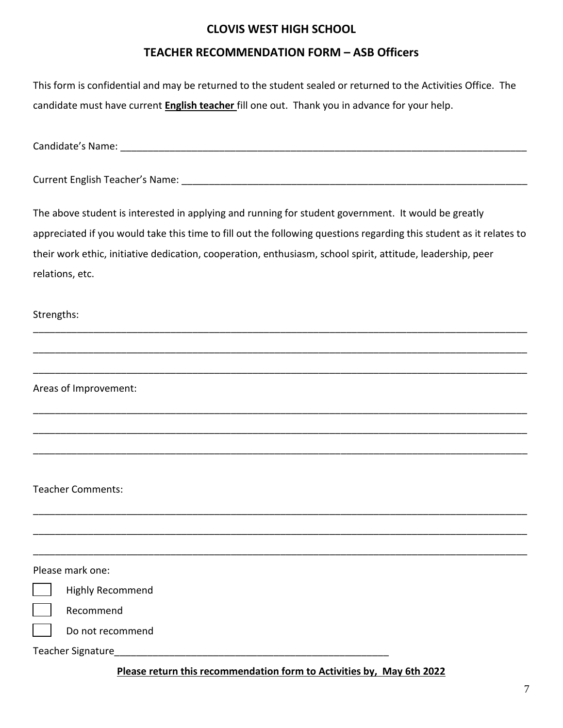# CLOVIS WEST HIGH SCHOOL

## TEACHER RECOMMENDATION FORM – ASB Officers

This form is confidential and may be returned to the student sealed or returned to the Activities Office. The candidate must have current **English teacher** fill one out. Thank you in advance for your help.

Candidate's Name: ___________________________________________________________________________

Current English Teacher's Name: _________________________________________________________________

The above student is interested in applying and running for student government. It would be greatly appreciated if you would take this time to fill out the following questions regarding this student as it relates to their work ethic, initiative dedication, cooperation, enthusiasm, school spirit, attitude, leadership, peer relations, etc.

Strengths:

_____________________________________________________________________________________________

_____________________________________________________________________________________________

_____________________________________________________________________________________________

Areas of Improvement:

_____________________________________________________________________________________________

_____________________________________________________________________________________________

_____________________________________________________________________________________________

Teacher Comments:

_____________________________________________________________________________________________

_____________________________________________________________________________________________

_____________________________________________________________________________________________

Please mark one:

- [ ] Highly Recommend
- [ ] Recommend
- [ ] Do not recommend

Teacher Signature_____________________________________________________

**Please return this recommendation form to Activities by, May 6th 2022**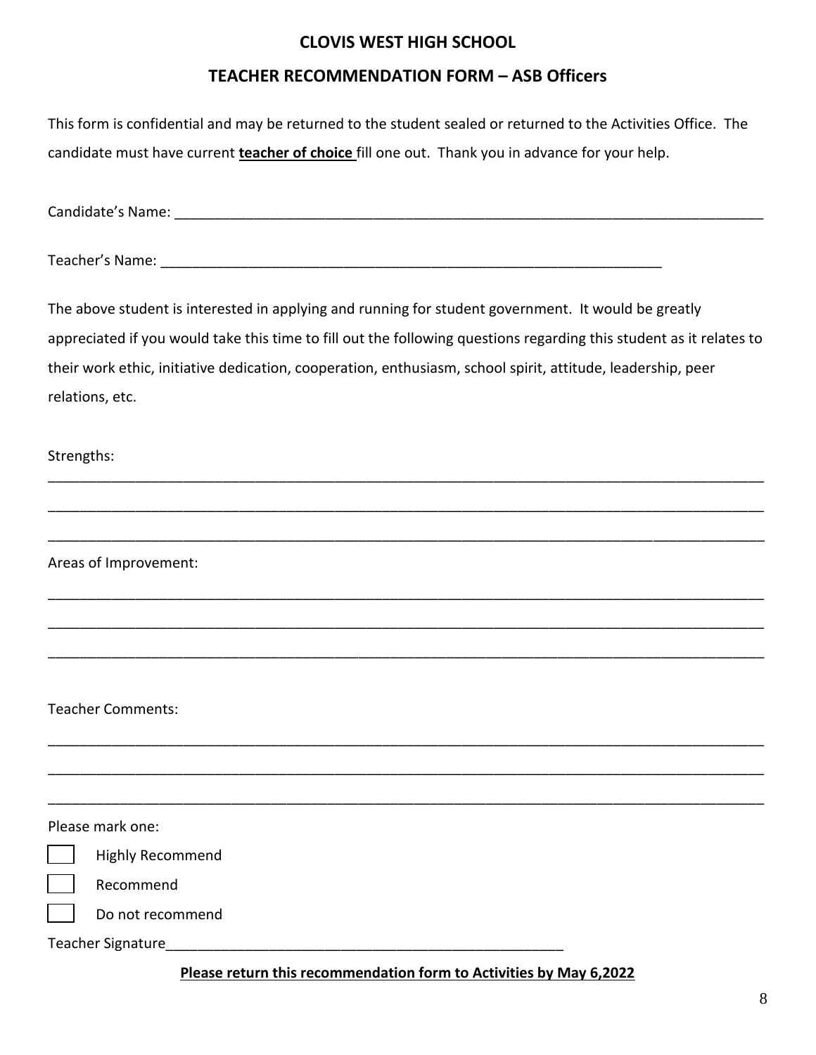# CLOVIS WEST HIGH SCHOOL

## TEACHER RECOMMENDATION FORM – ASB Officers

This form is confidential and may be returned to the student sealed or returned to the Activities Office. The candidate must have current **teacher of choice** fill one out. Thank you in advance for your help.

Candidate's Name: ___________________________________________________________________________

Teacher's Name: _________________________________________________________________

The above student is interested in applying and running for student government. It would be greatly appreciated if you would take this time to fill out the following questions regarding this student as it relates to their work ethic, initiative dedication, cooperation, enthusiasm, school spirit, attitude, leadership, peer relations, etc.

Strengths:

___________________________________________________________________________________________

___________________________________________________________________________________________

___________________________________________________________________________________________

Areas of Improvement:

___________________________________________________________________________________________

___________________________________________________________________________________________

___________________________________________________________________________________________

Teacher Comments:

___________________________________________________________________________________________

___________________________________________________________________________________________

___________________________________________________________________________________________

Please mark one:

- [ ] Highly Recommend
- [ ] Recommend
- [ ] Do not recommend

Teacher Signature____________________________________________________

**Please return this recommendation form to Activities by May 6,2022**